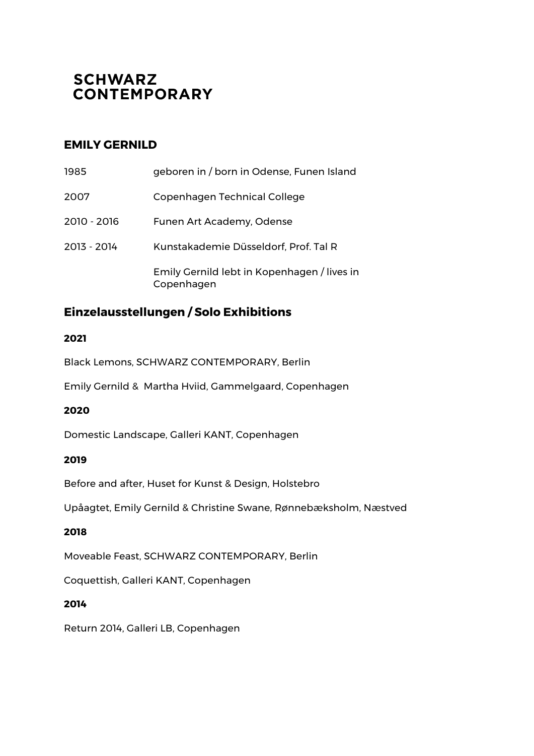**SCHWARZ CONTEMPORARY**

## EMILY GERNILD

| | |
|---|---|
| 1985 | geboren in / born in Odense, Funen Island |
| 2007 | Copenhagen Technical College |
| 2010 - 2016 | Funen Art Academy, Odense |
| 2013 - 2014 | Kunstakademie Düsseldorf, Prof. Tal R |
| | Emily Gernild lebt in Kopenhagen / lives in Copenhagen |

## Einzelausstellungen / Solo Exhibitions

**2021**

Black Lemons, SCHWARZ CONTEMPORARY, Berlin

Emily Gernild & Martha Hviid, Gammelgaard, Copenhagen

**2020**

Domestic Landscape, Galleri KANT, Copenhagen

**2019**

Before and after, Huset for Kunst & Design, Holstebro

Upåagtet, Emily Gernild & Christine Swane, Rønnebæksholm, Næstved

**2018**

Moveable Feast, SCHWARZ CONTEMPORARY, Berlin

Coquettish, Galleri KANT, Copenhagen

**2014**

Return 2014, Galleri LB, Copenhagen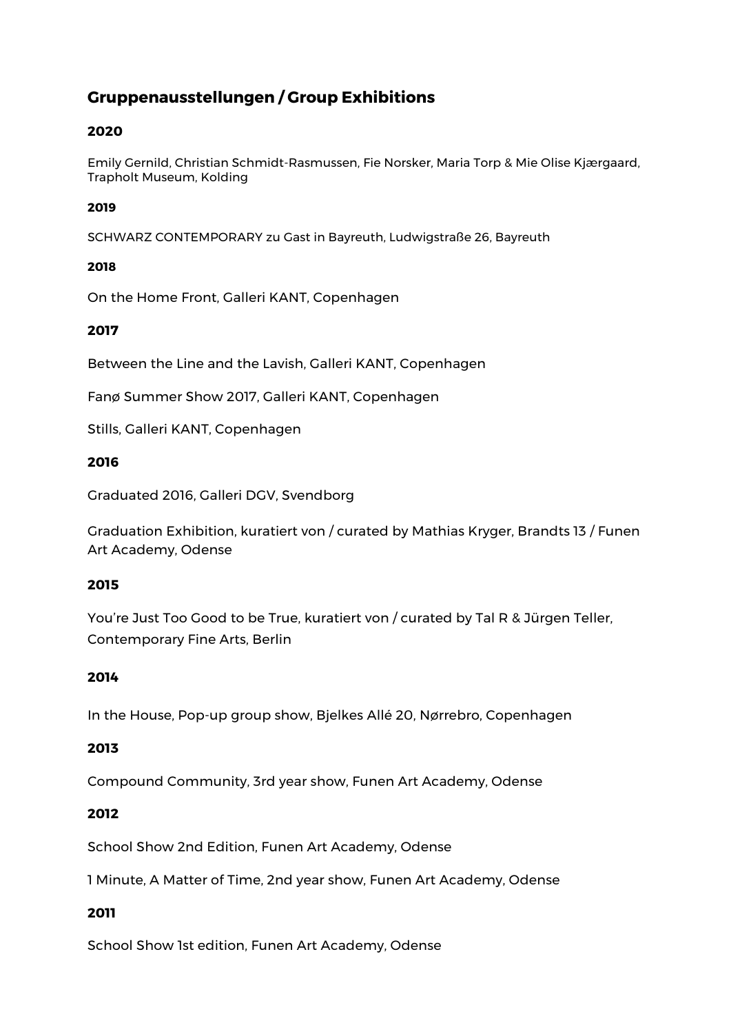## Gruppenausstellungen / Group Exhibitions

### 2020

Emily Gernild, Christian Schmidt-Rasmussen, Fie Norsker, Maria Torp & Mie Olise Kjærgaard, Trapholt Museum, Kolding

### 2019

SCHWARZ CONTEMPORARY zu Gast in Bayreuth, Ludwigstraße 26, Bayreuth

### 2018

On the Home Front, Galleri KANT, Copenhagen

### 2017

Between the Line and the Lavish, Galleri KANT, Copenhagen

Fanø Summer Show 2017, Galleri KANT, Copenhagen

Stills, Galleri KANT, Copenhagen

### 2016

Graduated 2016, Galleri DGV, Svendborg

Graduation Exhibition, kuratiert von / curated by Mathias Kryger, Brandts 13 / Funen Art Academy, Odense

### 2015

You're Just Too Good to be True, kuratiert von / curated by Tal R & Jürgen Teller, Contemporary Fine Arts, Berlin

### 2014

In the House, Pop-up group show, Bjelkes Allé 20, Nørrebro, Copenhagen

### 2013

Compound Community, 3rd year show, Funen Art Academy, Odense

### 2012

School Show 2nd Edition, Funen Art Academy, Odense

1 Minute, A Matter of Time, 2nd year show, Funen Art Academy, Odense

### 2011

School Show 1st edition, Funen Art Academy, Odense